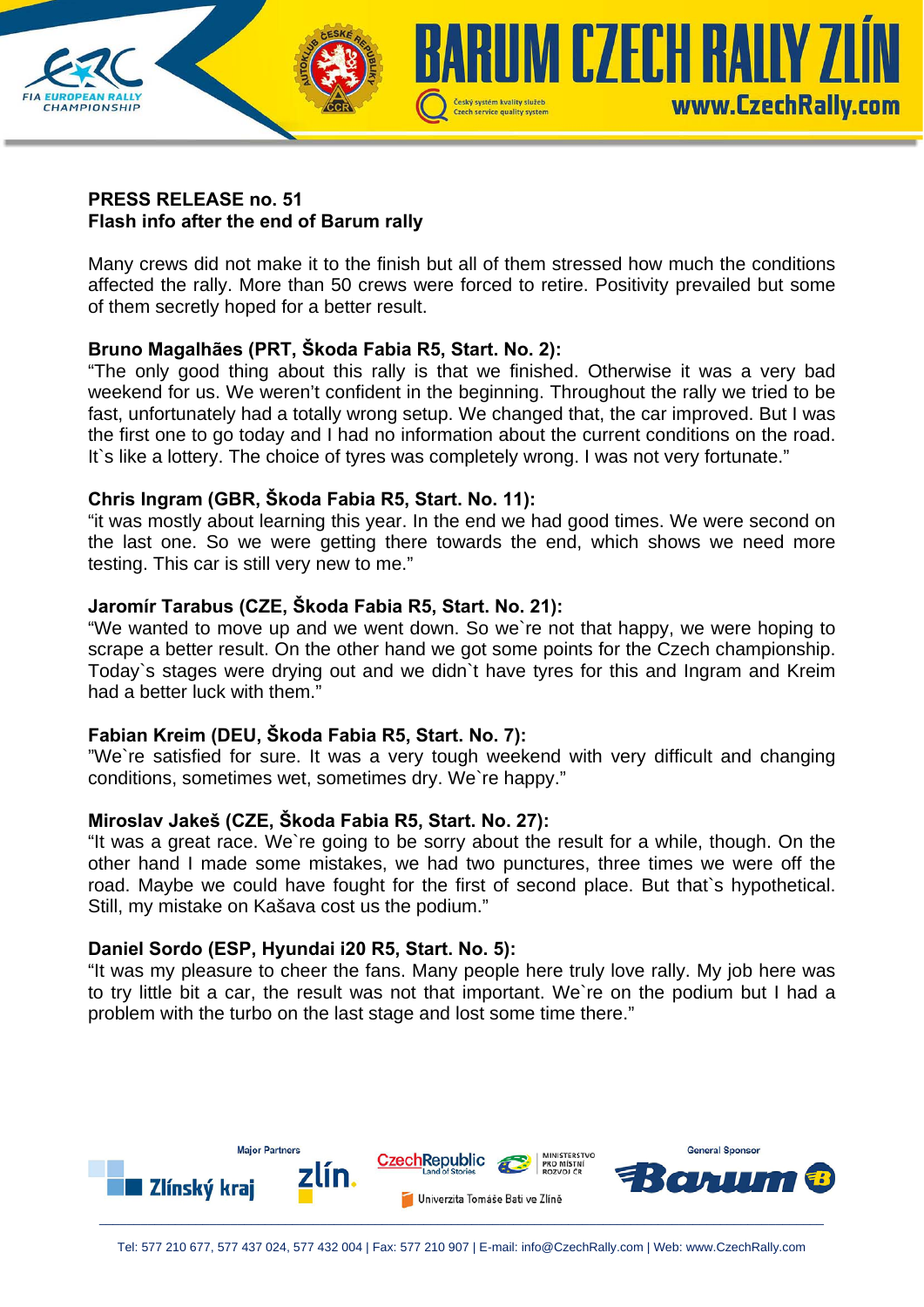**PRESS RELEASE no. 51**
**Flash info after the end of Barum rally**

Many crews did not make it to the finish but all of them stressed how much the conditions affected the rally. More than 50 crews were forced to retire. Positivity prevailed but some of them secretly hoped for a better result.

**Bruno Magalhães (PRT, Škoda Fabia R5, Start. No. 2):**
"The only good thing about this rally is that we finished. Otherwise it was a very bad weekend for us. We weren't confident in the beginning. Throughout the rally we tried to be fast, unfortunately had a totally wrong setup. We changed that, the car improved. But I was the first one to go today and I had no information about the current conditions on the road. It`s like a lottery. The choice of tyres was completely wrong. I was not very fortunate."

**Chris Ingram (GBR, Škoda Fabia R5, Start. No. 11):**
"it was mostly about learning this year. In the end we had good times. We were second on the last one. So we were getting there towards the end, which shows we need more testing. This car is still very new to me."

**Jaromír Tarabus (CZE, Škoda Fabia R5, Start. No. 21):**
"We wanted to move up and we went down. So we`re not that happy, we were hoping to scrape a better result. On the other hand we got some points for the Czech championship. Today`s stages were drying out and we didn`t have tyres for this and Ingram and Kreim had a better luck with them."

**Fabian Kreim (DEU, Škoda Fabia R5, Start. No. 7):**
"We`re satisfied for sure. It was a very tough weekend with very difficult and changing conditions, sometimes wet, sometimes dry. We`re happy."

**Miroslav Jakeš (CZE, Škoda Fabia R5, Start. No. 27):**
"It was a great race. We`re going to be sorry about the result for a while, though. On the other hand I made some mistakes, we had two punctures, three times we were off the road. Maybe we could have fought for the first of second place. But that`s hypothetical. Still, my mistake on Kašava cost us the podium."

**Daniel Sordo (ESP, Hyundai i20 R5, Start. No. 5):**
"It was my pleasure to cheer the fans. Many people here truly love rally. My job here was to try little bit a car, the result was not that important. We`re on the podium but I had a problem with the turbo on the last stage and lost some time there."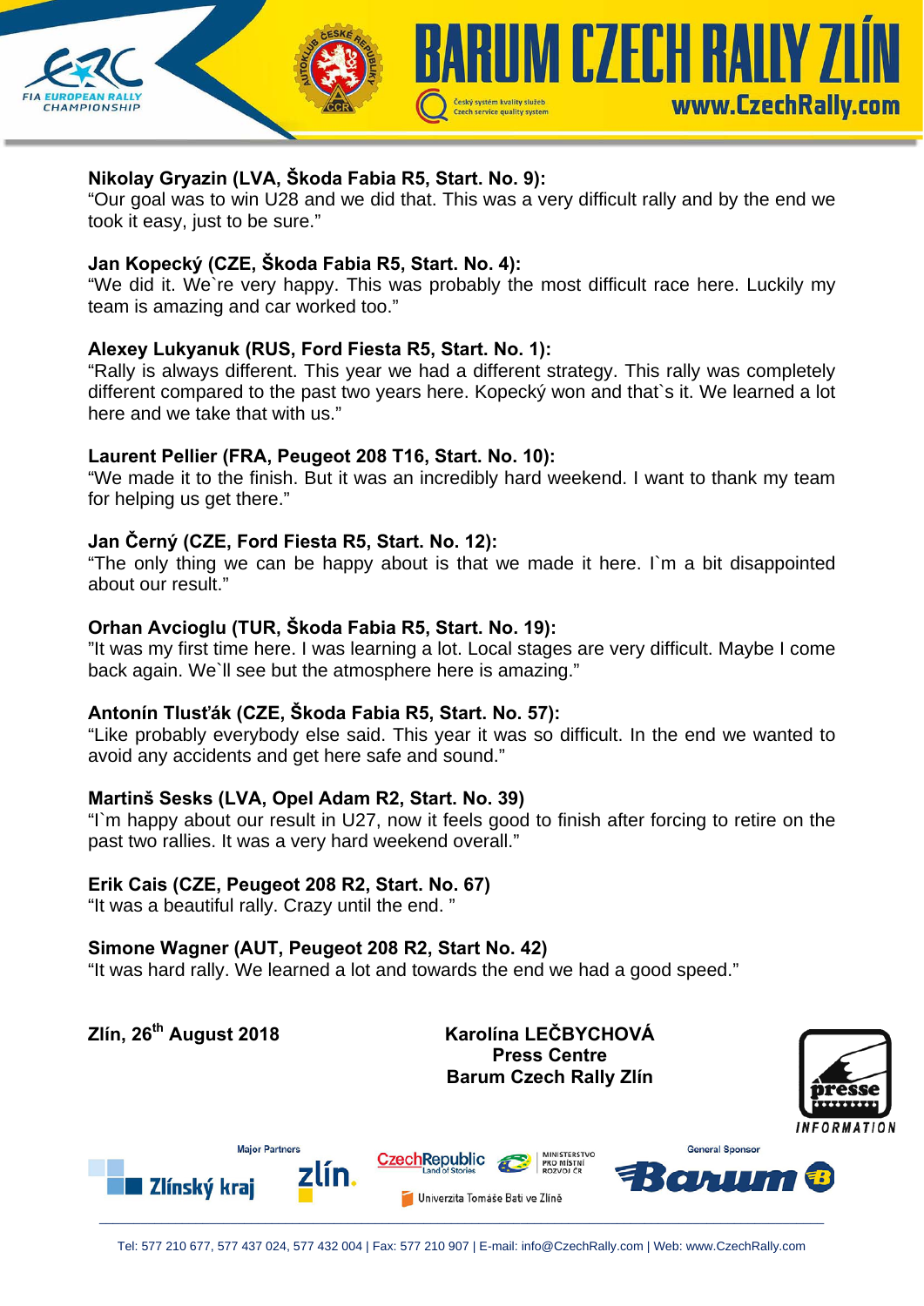**Nikolay Gryazin (LVA, Škoda Fabia R5, Start. No. 9):**
"Our goal was to win U28 and we did that. This was a very difficult rally and by the end we took it easy, just to be sure."

**Jan Kopecký (CZE, Škoda Fabia R5, Start. No. 4):**
"We did it. We`re very happy. This was probably the most difficult race here. Luckily my team is amazing and car worked too."

**Alexey Lukyanuk (RUS, Ford Fiesta R5, Start. No. 1):**
"Rally is always different. This year we had a different strategy. This rally was completely different compared to the past two years here. Kopecký won and that`s it. We learned a lot here and we take that with us."

**Laurent Pellier (FRA, Peugeot 208 T16, Start. No. 10):**
"We made it to the finish. But it was an incredibly hard weekend. I want to thank my team for helping us get there."

**Jan Černý (CZE, Ford Fiesta R5, Start. No. 12):**
"The only thing we can be happy about is that we made it here. I`m a bit disappointed about our result."

**Orhan Avcioglu (TUR, Škoda Fabia R5, Start. No. 19):**
"It was my first time here. I was learning a lot. Local stages are very difficult. Maybe I come back again. We`ll see but the atmosphere here is amazing."

**Antonín Tlusťák (CZE, Škoda Fabia R5, Start. No. 57):**
"Like probably everybody else said. This year it was so difficult. In the end we wanted to avoid any accidents and get here safe and sound."

**Martinš Sesks (LVA, Opel Adam R2, Start. No. 39)**
"I`m happy about our result in U27, now it feels good to finish after forcing to retire on the past two rallies. It was a very hard weekend overall."

**Erik Cais (CZE, Peugeot 208 R2, Start. No. 67)**
"It was a beautiful rally. Crazy until the end. "

**Simone Wagner (AUT, Peugeot 208 R2, Start No. 42)**
"It was hard rally. We learned a lot and towards the end we had a good speed."

**Zlín, 26th August 2018**

**Karolína LEČBYCHOVÁ**
**Press Centre**
**Barum Czech Rally Zlín**

Tel: 577 210 677, 577 437 024, 577 432 004 | Fax: 577 210 907 | E-mail: info@CzechRally.com | Web: www.CzechRally.com